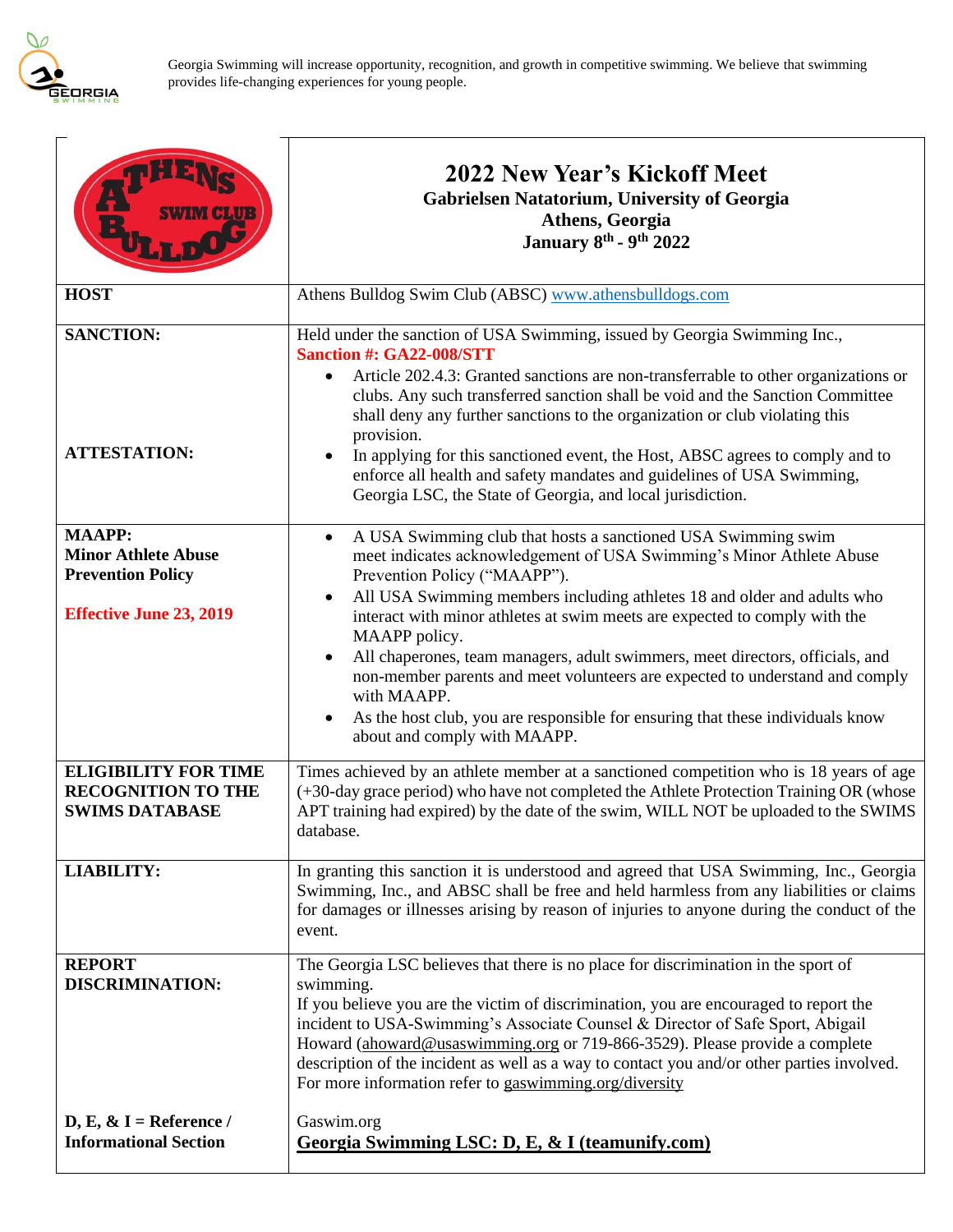Georgia Swimming will increase opportunity, recognition, and growth in competitive swimming. We believe that swimming provides life-changing experiences for young people.

# 2022 New Year's Kickoff Meet

**Gabrielsen Natatorium, University of Georgia**
**Athens, Georgia**
**January 8th - 9th 2022**

| | |
|---|---|
| **HOST** | Athens Bulldog Swim Club (ABSC) www.athensbulldogs.com |
| **SANCTION:** <br><br> **ATTESTATION:** | Held under the sanction of USA Swimming, issued by Georgia Swimming Inc., **Sanction #: GA22-008/STT** <br>• Article 202.4.3: Granted sanctions are non-transferrable to other organizations or clubs. Any such transferred sanction shall be void and the Sanction Committee shall deny any further sanctions to the organization or club violating this provision. <br>• In applying for this sanctioned event, the Host, ABSC agrees to comply and to enforce all health and safety mandates and guidelines of USA Swimming, Georgia LSC, the State of Georgia, and local jurisdiction. |
| **MAAPP: Minor Athlete Abuse Prevention Policy** <br><br> **Effective June 23, 2019** | • A USA Swimming club that hosts a sanctioned USA Swimming swim meet indicates acknowledgement of USA Swimming's Minor Athlete Abuse Prevention Policy ("MAAPP"). <br>• All USA Swimming members including athletes 18 and older and adults who interact with minor athletes at swim meets are expected to comply with the MAAPP policy. <br>• All chaperones, team managers, adult swimmers, meet directors, officials, and non-member parents and meet volunteers are expected to understand and comply with MAAPP. <br>• As the host club, you are responsible for ensuring that these individuals know about and comply with MAAPP. |
| **ELIGIBILITY FOR TIME RECOGNITION TO THE SWIMS DATABASE** | Times achieved by an athlete member at a sanctioned competition who is 18 years of age (+30-day grace period) who have not completed the Athlete Protection Training OR (whose APT training had expired) by the date of the swim, WILL NOT be uploaded to the SWIMS database. |
| **LIABILITY:** | In granting this sanction it is understood and agreed that USA Swimming, Inc., Georgia Swimming, Inc., and ABSC shall be free and held harmless from any liabilities or claims for damages or illnesses arising by reason of injuries to anyone during the conduct of the event. |
| **REPORT DISCRIMINATION:** <br><br> **D, E, & I = Reference / Informational Section** | The Georgia LSC believes that there is no place for discrimination in the sport of swimming. <br>If you believe you are the victim of discrimination, you are encouraged to report the incident to USA-Swimming's Associate Counsel & Director of Safe Sport, Abigail Howard (ahoward@usaswimming.org or 719-866-3529). Please provide a complete description of the incident as well as a way to contact you and/or other parties involved. For more information refer to gaswimming.org/diversity <br><br> Gaswim.org <br> **Georgia Swimming LSC: D, E, & I (teamunify.com)** |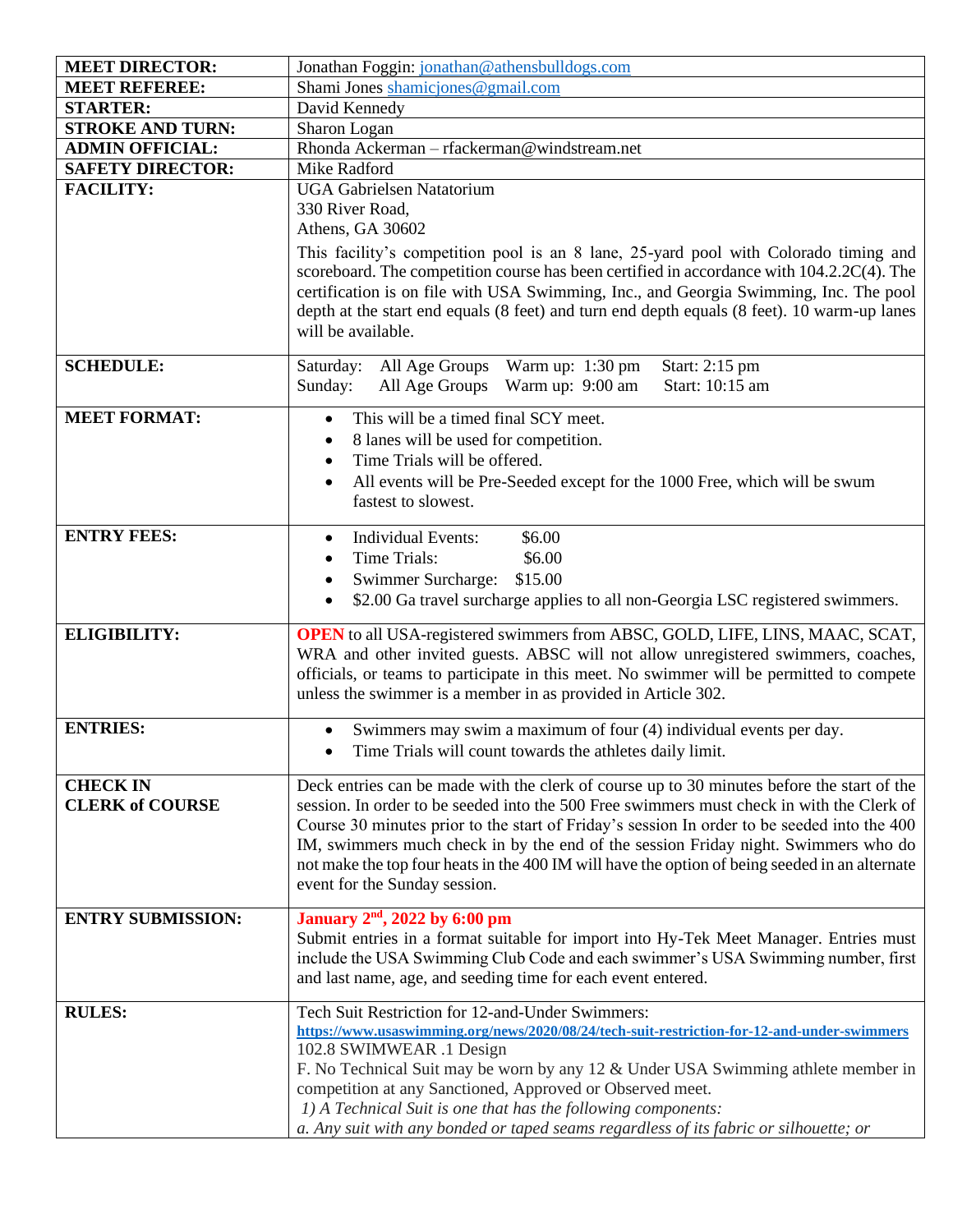| | |
|---|---|
| **MEET DIRECTOR:** | Jonathan Foggin: jonathan@athensbulldogs.com |
| **MEET REFEREE:** | Shami Jones shamicjones@gmail.com |
| **STARTER:** | David Kennedy |
| **STROKE AND TURN:** | Sharon Logan |
| **ADMIN OFFICIAL:** | Rhonda Ackerman – rfackerman@windstream.net |
| **SAFETY DIRECTOR:** | Mike Radford |
| **FACILITY:** | UGA Gabrielsen Natatorium<br>330 River Road,<br>Athens, GA 30602<br>This facility's competition pool is an 8 lane, 25-yard pool with Colorado timing and scoreboard. The competition course has been certified in accordance with 104.2.2C(4). The certification is on file with USA Swimming, Inc., and Georgia Swimming, Inc. The pool depth at the start end equals (8 feet) and turn end depth equals (8 feet). 10 warm-up lanes will be available. |
| **SCHEDULE:** | Saturday: All Age Groups Warm up: 1:30 pm Start: 2:15 pm<br>Sunday: All Age Groups Warm up: 9:00 am Start: 10:15 am |
| **MEET FORMAT:** | • This will be a timed final SCY meet.<br>• 8 lanes will be used for competition.<br>• Time Trials will be offered.<br>• All events will be Pre-Seeded except for the 1000 Free, which will be swum fastest to slowest. |
| **ENTRY FEES:** | • Individual Events: $6.00<br>• Time Trials: $6.00<br>• Swimmer Surcharge: $15.00<br>• $2.00 Ga travel surcharge applies to all non-Georgia LSC registered swimmers. |
| **ELIGIBILITY:** | **OPEN** to all USA-registered swimmers from ABSC, GOLD, LIFE, LINS, MAAC, SCAT, WRA and other invited guests. ABSC will not allow unregistered swimmers, coaches, officials, or teams to participate in this meet. No swimmer will be permitted to compete unless the swimmer is a member in as provided in Article 302. |
| **ENTRIES:** | • Swimmers may swim a maximum of four (4) individual events per day.<br>• Time Trials will count towards the athletes daily limit. |
| **CHECK IN<br>CLERK of COURSE** | Deck entries can be made with the clerk of course up to 30 minutes before the start of the session. In order to be seeded into the 500 Free swimmers must check in with the Clerk of Course 30 minutes prior to the start of Friday's session In order to be seeded into the 400 IM, swimmers much check in by the end of the session Friday night. Swimmers who do not make the top four heats in the 400 IM will have the option of being seeded in an alternate event for the Sunday session. |
| **ENTRY SUBMISSION:** | **January 2nd, 2022 by 6:00 pm**<br>Submit entries in a format suitable for import into Hy-Tek Meet Manager. Entries must include the USA Swimming Club Code and each swimmer's USA Swimming number, first and last name, age, and seeding time for each event entered. |
| **RULES:** | Tech Suit Restriction for 12-and-Under Swimmers:<br>**https://www.usaswimming.org/news/2020/08/24/tech-suit-restriction-for-12-and-under-swimmers**<br>102.8 SWIMWEAR .1 Design<br>F. No Technical Suit may be worn by any 12 & Under USA Swimming athlete member in competition at any Sanctioned, Approved or Observed meet.<br>*1) A Technical Suit is one that has the following components:*<br>*a. Any suit with any bonded or taped seams regardless of its fabric or silhouette; or* |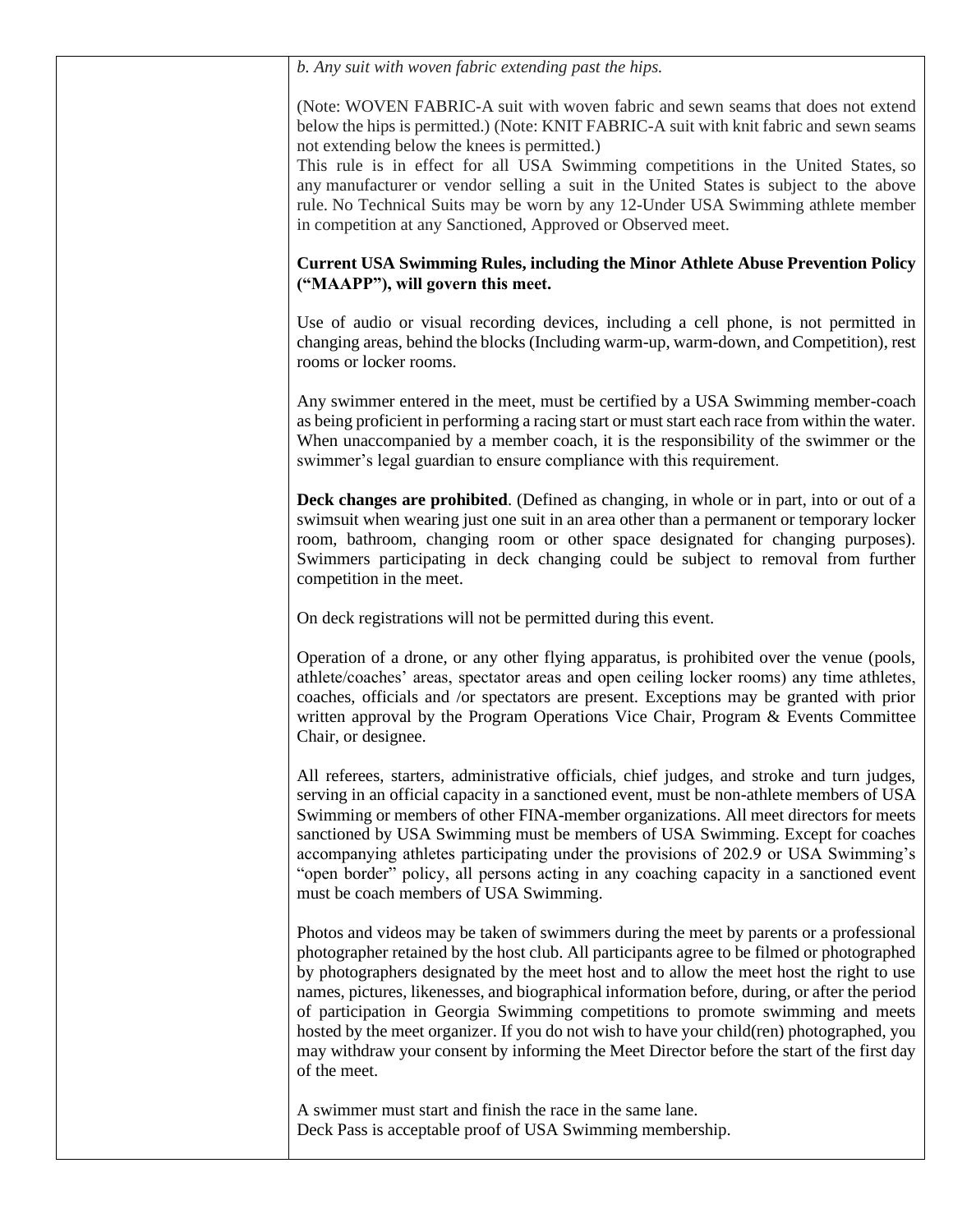*b. Any suit with woven fabric extending past the hips.*

(Note: WOVEN FABRIC-A suit with woven fabric and sewn seams that does not extend below the hips is permitted.) (Note: KNIT FABRIC-A suit with knit fabric and sewn seams not extending below the knees is permitted.)
This rule is in effect for all USA Swimming competitions in the United States, so any manufacturer or vendor selling a suit in the United States is subject to the above rule. No Technical Suits may be worn by any 12-Under USA Swimming athlete member in competition at any Sanctioned, Approved or Observed meet.

**Current USA Swimming Rules, including the Minor Athlete Abuse Prevention Policy ("MAAPP"), will govern this meet.**

Use of audio or visual recording devices, including a cell phone, is not permitted in changing areas, behind the blocks (Including warm-up, warm-down, and Competition), rest rooms or locker rooms.

Any swimmer entered in the meet, must be certified by a USA Swimming member-coach as being proficient in performing a racing start or must start each race from within the water. When unaccompanied by a member coach, it is the responsibility of the swimmer or the swimmer's legal guardian to ensure compliance with this requirement.

**Deck changes are prohibited**. (Defined as changing, in whole or in part, into or out of a swimsuit when wearing just one suit in an area other than a permanent or temporary locker room, bathroom, changing room or other space designated for changing purposes). Swimmers participating in deck changing could be subject to removal from further competition in the meet.

On deck registrations will not be permitted during this event.

Operation of a drone, or any other flying apparatus, is prohibited over the venue (pools, athlete/coaches' areas, spectator areas and open ceiling locker rooms) any time athletes, coaches, officials and /or spectators are present. Exceptions may be granted with prior written approval by the Program Operations Vice Chair, Program & Events Committee Chair, or designee.

All referees, starters, administrative officials, chief judges, and stroke and turn judges, serving in an official capacity in a sanctioned event, must be non-athlete members of USA Swimming or members of other FINA-member organizations. All meet directors for meets sanctioned by USA Swimming must be members of USA Swimming. Except for coaches accompanying athletes participating under the provisions of 202.9 or USA Swimming's "open border" policy, all persons acting in any coaching capacity in a sanctioned event must be coach members of USA Swimming.

Photos and videos may be taken of swimmers during the meet by parents or a professional photographer retained by the host club. All participants agree to be filmed or photographed by photographers designated by the meet host and to allow the meet host the right to use names, pictures, likenesses, and biographical information before, during, or after the period of participation in Georgia Swimming competitions to promote swimming and meets hosted by the meet organizer. If you do not wish to have your child(ren) photographed, you may withdraw your consent by informing the Meet Director before the start of the first day of the meet.

A swimmer must start and finish the race in the same lane.
Deck Pass is acceptable proof of USA Swimming membership.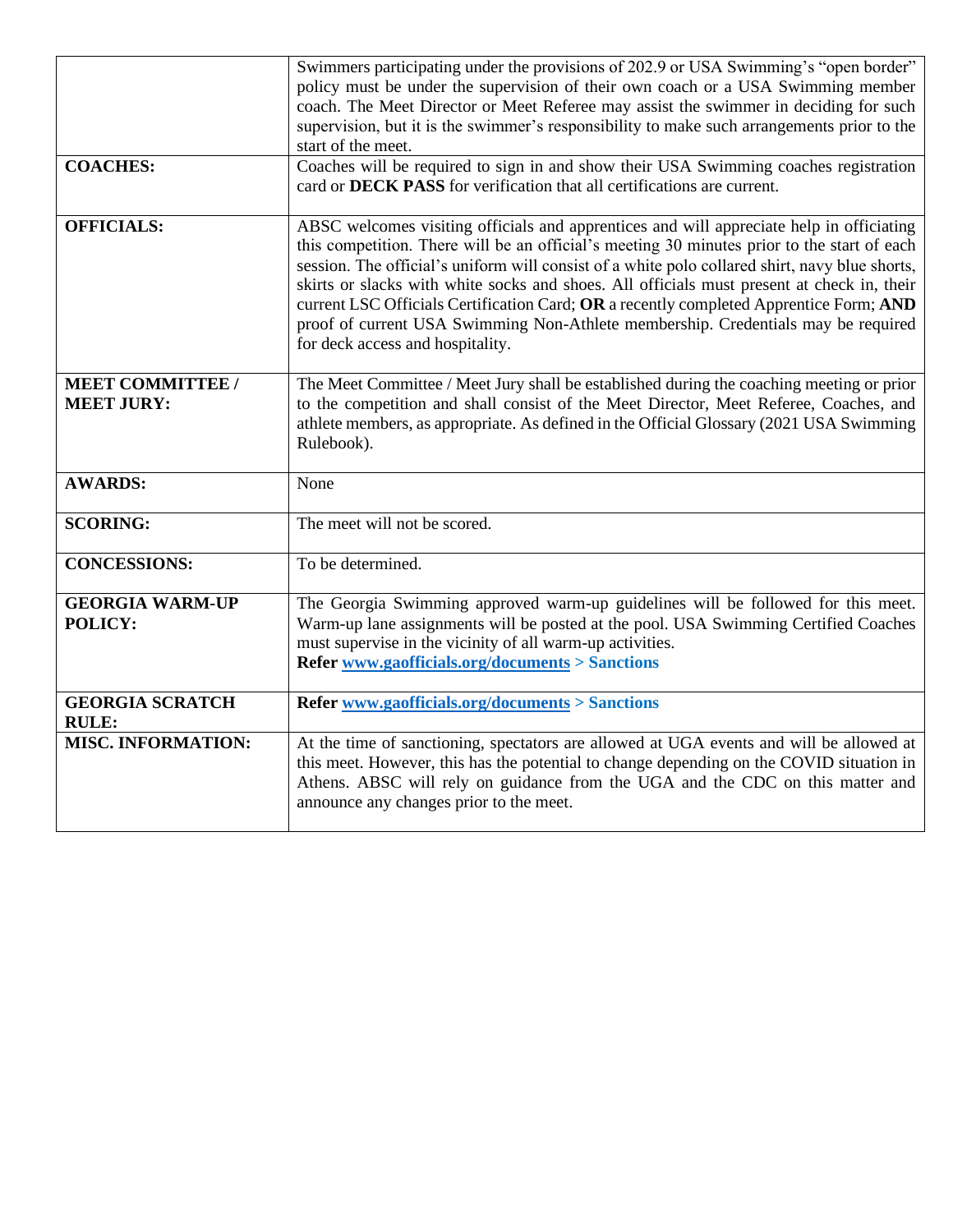| | |
|---|---|
| | Swimmers participating under the provisions of 202.9 or USA Swimming's "open border" policy must be under the supervision of their own coach or a USA Swimming member coach. The Meet Director or Meet Referee may assist the swimmer in deciding for such supervision, but it is the swimmer's responsibility to make such arrangements prior to the start of the meet. |
| **COACHES:** | Coaches will be required to sign in and show their USA Swimming coaches registration card or **DECK PASS** for verification that all certifications are current. |
| **OFFICIALS:** | ABSC welcomes visiting officials and apprentices and will appreciate help in officiating this competition. There will be an official's meeting 30 minutes prior to the start of each session. The official's uniform will consist of a white polo collared shirt, navy blue shorts, skirts or slacks with white socks and shoes. All officials must present at check in, their current LSC Officials Certification Card; **OR** a recently completed Apprentice Form; **AND** proof of current USA Swimming Non-Athlete membership. Credentials may be required for deck access and hospitality. |
| **MEET COMMITTEE / MEET JURY:** | The Meet Committee / Meet Jury shall be established during the coaching meeting or prior to the competition and shall consist of the Meet Director, Meet Referee, Coaches, and athlete members, as appropriate. As defined in the Official Glossary (2021 USA Swimming Rulebook). |
| **AWARDS:** | None |
| **SCORING:** | The meet will not be scored. |
| **CONCESSIONS:** | To be determined. |
| **GEORGIA WARM-UP POLICY:** | The Georgia Swimming approved warm-up guidelines will be followed for this meet. Warm-up lane assignments will be posted at the pool. USA Swimming Certified Coaches must supervise in the vicinity of all warm-up activities. **Refer www.gaofficials.org/documents > Sanctions** |
| **GEORGIA SCRATCH RULE:** | **Refer www.gaofficials.org/documents > Sanctions** |
| **MISC. INFORMATION:** | At the time of sanctioning, spectators are allowed at UGA events and will be allowed at this meet. However, this has the potential to change depending on the COVID situation in Athens. ABSC will rely on guidance from the UGA and the CDC on this matter and announce any changes prior to the meet. |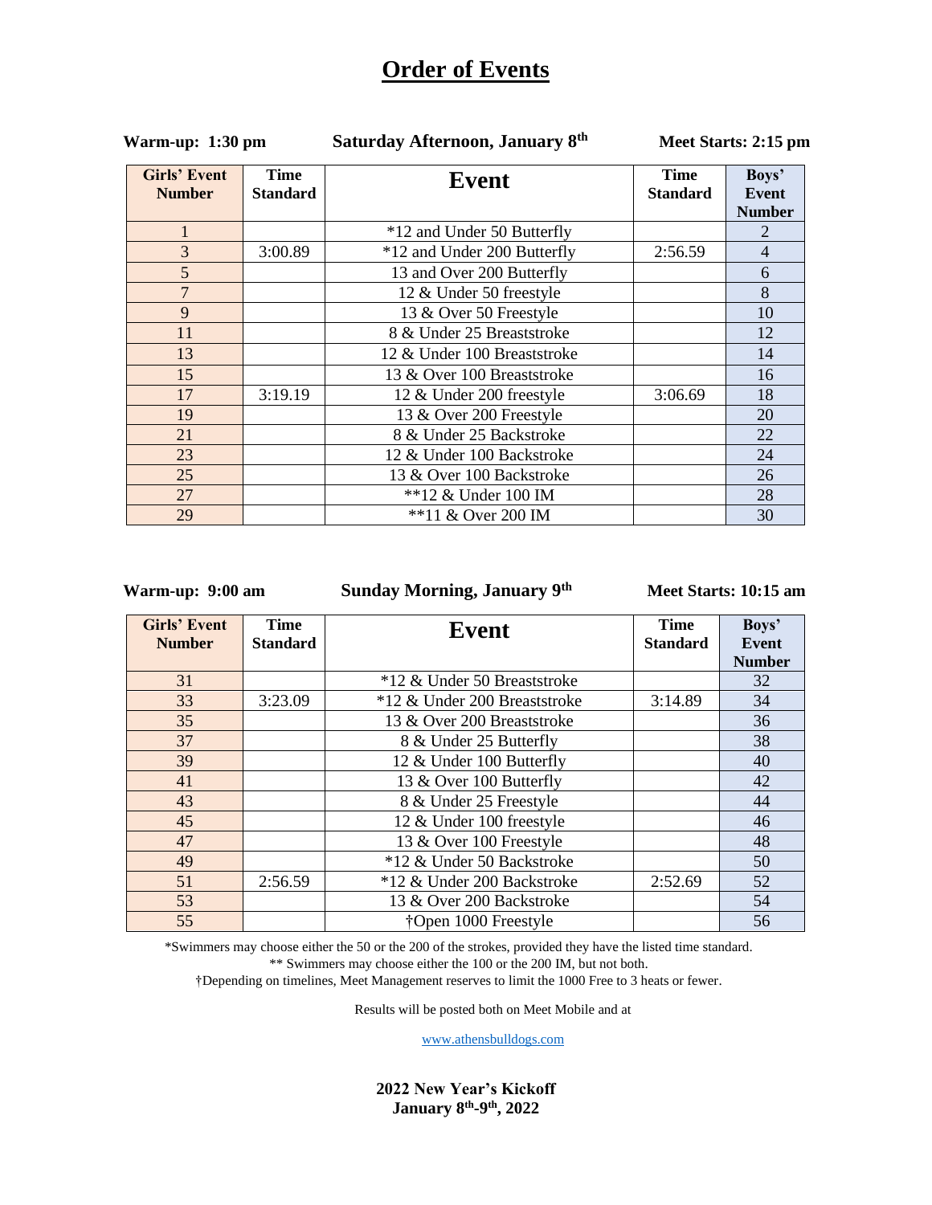# Order of Events

**Warm-up: 1:30 pm** **Saturday Afternoon, January 8th** **Meet Starts: 2:15 pm**

| Girls' Event Number | Time Standard | Event | Time Standard | Boys' Event Number |
|---|---|---|---|---|
| 1 | | *12 and Under 50 Butterfly | | 2 |
| 3 | 3:00.89 | *12 and Under 200 Butterfly | 2:56.59 | 4 |
| 5 | | 13 and Over 200 Butterfly | | 6 |
| 7 | | 12 & Under 50 freestyle | | 8 |
| 9 | | 13 & Over 50 Freestyle | | 10 |
| 11 | | 8 & Under 25 Breaststroke | | 12 |
| 13 | | 12 & Under 100 Breaststroke | | 14 |
| 15 | | 13 & Over 100 Breaststroke | | 16 |
| 17 | 3:19.19 | 12 & Under 200 freestyle | 3:06.69 | 18 |
| 19 | | 13 & Over 200 Freestyle | | 20 |
| 21 | | 8 & Under 25 Backstroke | | 22 |
| 23 | | 12 & Under 100 Backstroke | | 24 |
| 25 | | 13 & Over 100 Backstroke | | 26 |
| 27 | | **12 & Under 100 IM | | 28 |
| 29 | | **11 & Over 200 IM | | 30 |

**Warm-up: 9:00 am** **Sunday Morning, January 9th** **Meet Starts: 10:15 am**

| Girls' Event Number | Time Standard | Event | Time Standard | Boys' Event Number |
|---|---|---|---|---|
| 31 | | *12 & Under 50 Breaststroke | | 32 |
| 33 | 3:23.09 | *12 & Under 200 Breaststroke | 3:14.89 | 34 |
| 35 | | 13 & Over 200 Breaststroke | | 36 |
| 37 | | 8 & Under 25 Butterfly | | 38 |
| 39 | | 12 & Under 100 Butterfly | | 40 |
| 41 | | 13 & Over 100 Butterfly | | 42 |
| 43 | | 8 & Under 25 Freestyle | | 44 |
| 45 | | 12 & Under 100 freestyle | | 46 |
| 47 | | 13 & Over 100 Freestyle | | 48 |
| 49 | | *12 & Under 50 Backstroke | | 50 |
| 51 | 2:56.59 | *12 & Under 200 Backstroke | 2:52.69 | 52 |
| 53 | | 13 & Over 200 Backstroke | | 54 |
| 55 | | †Open 1000 Freestyle | | 56 |

*Swimmers may choose either the 50 or the 200 of the strokes, provided they have the listed time standard.

** Swimmers may choose either the 100 or the 200 IM, but not both.

†Depending on timelines, Meet Management reserves to limit the 1000 Free to 3 heats or fewer.

Results will be posted both on Meet Mobile and at

www.athensbulldogs.com

**2022 New Year's Kickoff**
**January 8th-9th, 2022**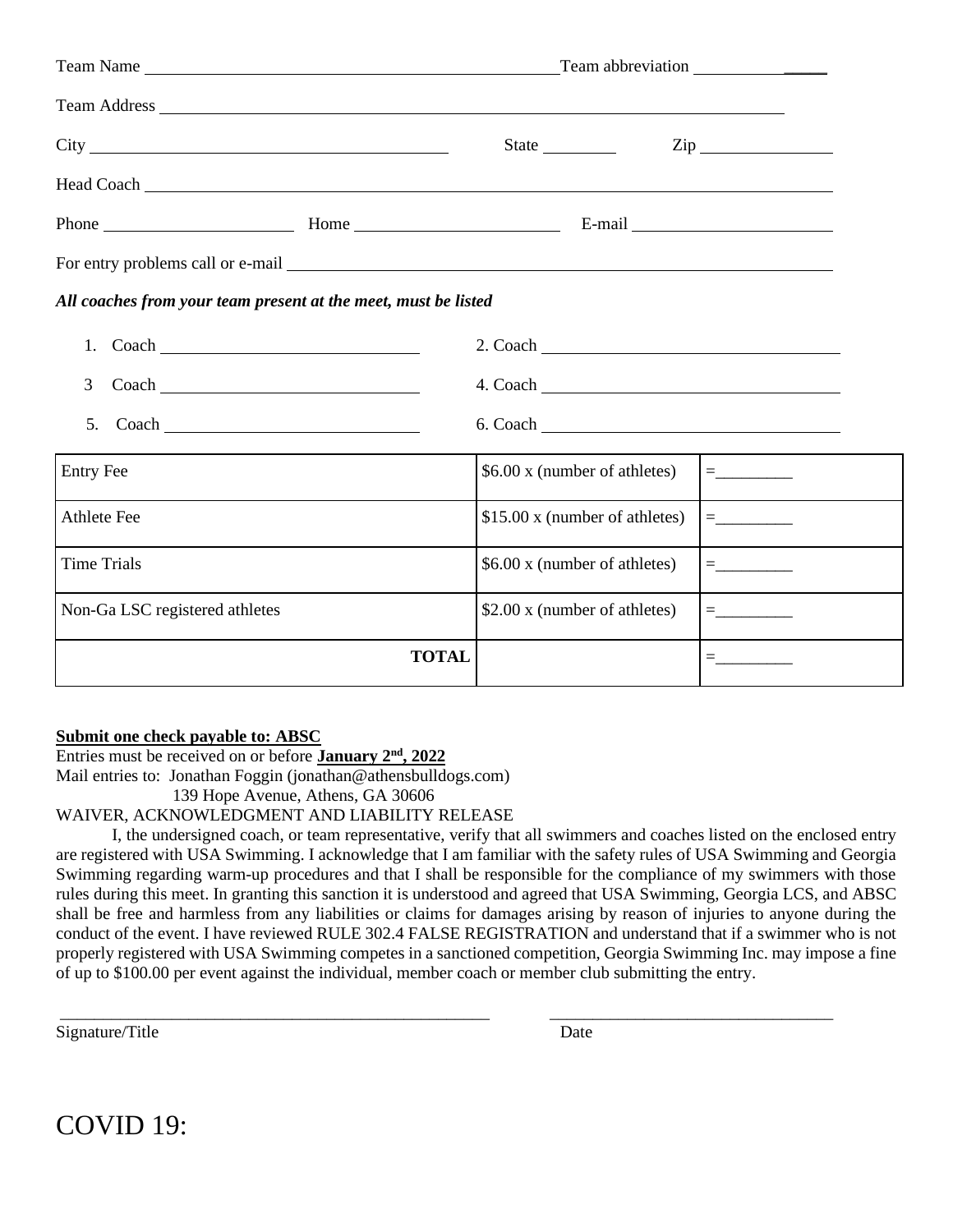Team Name ______________________________ Team abbreviation ______________

Team Address ______________________________________________

City ______________________________ State __________ Zip ______________

Head Coach ______________________________________________

Phone ____________________ Home ____________________ E-mail ____________________

For entry problems call or e-mail ______________________________________________

***All coaches from your team present at the meet, must be listed***

1. Coach ____________________ 2. Coach ____________________
3. Coach ____________________ 4. Coach ____________________
5. Coach ____________________ 6. Coach ____________________

| | | |
|---|---|---|
| Entry Fee | $6.00 x (number of athletes) | =_________ |
| Athlete Fee | $15.00 x (number of athletes) | =_________ |
| Time Trials | $6.00 x (number of athletes) | =_________ |
| Non-Ga LSC registered athletes | $2.00 x (number of athletes) | =_________ |
| **TOTAL** | | =_________ |

**Submit one check payable to: ABSC**

Entries must be received on or before **January 2nd, 2022**

Mail entries to: Jonathan Foggin (jonathan@athensbulldogs.com)
139 Hope Avenue, Athens, GA 30606

WAIVER, ACKNOWLEDGMENT AND LIABILITY RELEASE

I, the undersigned coach, or team representative, verify that all swimmers and coaches listed on the enclosed entry are registered with USA Swimming. I acknowledge that I am familiar with the safety rules of USA Swimming and Georgia Swimming regarding warm-up procedures and that I shall be responsible for the compliance of my swimmers with those rules during this meet. In granting this sanction it is understood and agreed that USA Swimming, Georgia LCS, and ABSC shall be free and harmless from any liabilities or claims for damages arising by reason of injuries to anyone during the conduct of the event. I have reviewed RULE 302.4 FALSE REGISTRATION and understand that if a swimmer who is not properly registered with USA Swimming competes in a sanctioned competition, Georgia Swimming Inc. may impose a fine of up to $100.00 per event against the individual, member coach or member club submitting the entry.

______________________________________ ______________________________

Signature/Title Date

# COVID 19: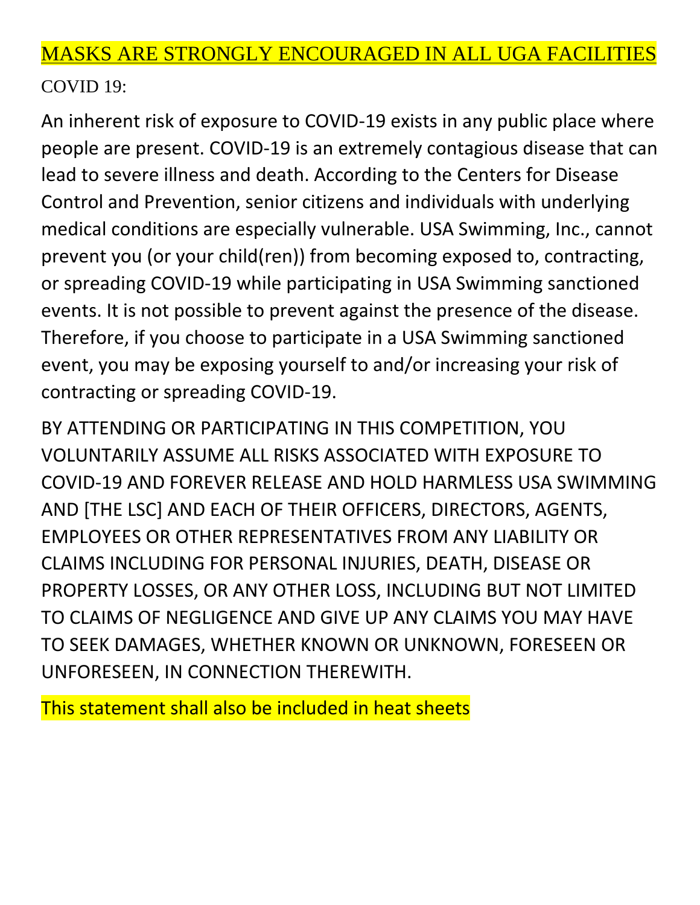MASKS ARE STRONGLY ENCOURAGED IN ALL UGA FACILITIES

COVID 19:

An inherent risk of exposure to COVID-19 exists in any public place where people are present. COVID-19 is an extremely contagious disease that can lead to severe illness and death. According to the Centers for Disease Control and Prevention, senior citizens and individuals with underlying medical conditions are especially vulnerable. USA Swimming, Inc., cannot prevent you (or your child(ren)) from becoming exposed to, contracting, or spreading COVID-19 while participating in USA Swimming sanctioned events. It is not possible to prevent against the presence of the disease. Therefore, if you choose to participate in a USA Swimming sanctioned event, you may be exposing yourself to and/or increasing your risk of contracting or spreading COVID-19.

BY ATTENDING OR PARTICIPATING IN THIS COMPETITION, YOU VOLUNTARILY ASSUME ALL RISKS ASSOCIATED WITH EXPOSURE TO COVID-19 AND FOREVER RELEASE AND HOLD HARMLESS USA SWIMMING AND [THE LSC] AND EACH OF THEIR OFFICERS, DIRECTORS, AGENTS, EMPLOYEES OR OTHER REPRESENTATIVES FROM ANY LIABILITY OR CLAIMS INCLUDING FOR PERSONAL INJURIES, DEATH, DISEASE OR PROPERTY LOSSES, OR ANY OTHER LOSS, INCLUDING BUT NOT LIMITED TO CLAIMS OF NEGLIGENCE AND GIVE UP ANY CLAIMS YOU MAY HAVE TO SEEK DAMAGES, WHETHER KNOWN OR UNKNOWN, FORESEEN OR UNFORESEEN, IN CONNECTION THEREWITH.

This statement shall also be included in heat sheets